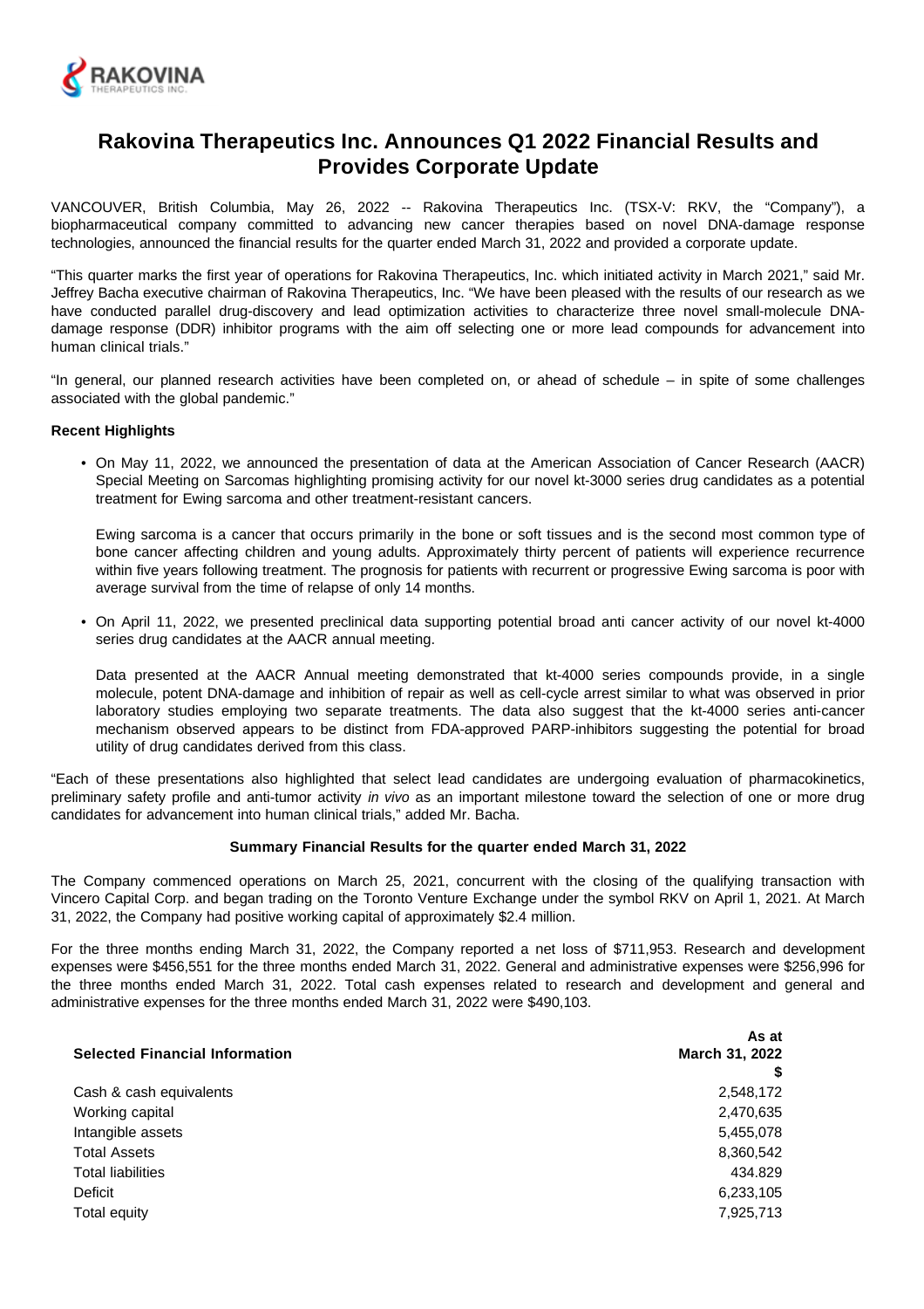# Rakovina Therapeutics Inc. Announces Q1 2022 Financial Results and Provides Corporate Update

VANCOUVER, British Columbia, May 26, 2022 -- Rakovina Therapeutics Inc. (TSX-V: RKV, the "Company"), a biopharmaceutical company committed to advancing new cancer therapies based on novel DNA-damage response technologies, announced the financial results for the quarter ended March 31, 2022 and provided a corporate update.

"This quarter marks the first year of operations for Rakovina Therapeutics, Inc. which initiated activity in March 2021," said Mr. Jeffrey Bacha executive chairman of Rakovina Therapeutics, Inc. "We have been pleased with the results of our research as we have conducted parallel drug-discovery and lead optimization activities to characterize three novel small-molecule DNA-damage response (DDR) inhibitor programs with the aim off selecting one or more lead compounds for advancement into human clinical trials."

"In general, our planned research activities have been completed on, or ahead of schedule – in spite of some challenges associated with the global pandemic."

**Recent Highlights**

- On May 11, 2022, we announced the presentation of data at the American Association of Cancer Research (AACR) Special Meeting on Sarcomas highlighting promising activity for our novel kt-3000 series drug candidates as a potential treatment for Ewing sarcoma and other treatment-resistant cancers.

  Ewing sarcoma is a cancer that occurs primarily in the bone or soft tissues and is the second most common type of bone cancer affecting children and young adults. Approximately thirty percent of patients will experience recurrence within five years following treatment. The prognosis for patients with recurrent or progressive Ewing sarcoma is poor with average survival from the time of relapse of only 14 months.

- On April 11, 2022, we presented preclinical data supporting potential broad anti cancer activity of our novel kt-4000 series drug candidates at the AACR annual meeting.

  Data presented at the AACR Annual meeting demonstrated that kt-4000 series compounds provide, in a single molecule, potent DNA-damage and inhibition of repair as well as cell-cycle arrest similar to what was observed in prior laboratory studies employing two separate treatments. The data also suggest that the kt-4000 series anti-cancer mechanism observed appears to be distinct from FDA-approved PARP-inhibitors suggesting the potential for broad utility of drug candidates derived from this class.

"Each of these presentations also highlighted that select lead candidates are undergoing evaluation of pharmacokinetics, preliminary safety profile and anti-tumor activity *in vivo* as an important milestone toward the selection of one or more drug candidates for advancement into human clinical trials," added Mr. Bacha.

**Summary Financial Results for the quarter ended March 31, 2022**

The Company commenced operations on March 25, 2021, concurrent with the closing of the qualifying transaction with Vincero Capital Corp. and began trading on the Toronto Venture Exchange under the symbol RKV on April 1, 2021. At March 31, 2022, the Company had positive working capital of approximately $2.4 million.

For the three months ending March 31, 2022, the Company reported a net loss of $711,953. Research and development expenses were $456,551 for the three months ended March 31, 2022. General and administrative expenses were $256,996 for the three months ended March 31, 2022. Total cash expenses related to research and development and general and administrative expenses for the three months ended March 31, 2022 were $490,103.

| **Selected Financial Information** | **As at March 31, 2022 $** |
|---|---|
| Cash & cash equivalents | 2,548,172 |
| Working capital | 2,470,635 |
| Intangible assets | 5,455,078 |
| Total Assets | 8,360,542 |
| Total liabilities | 434.829 |
| Deficit | 6,233,105 |
| Total equity | 7,925,713 |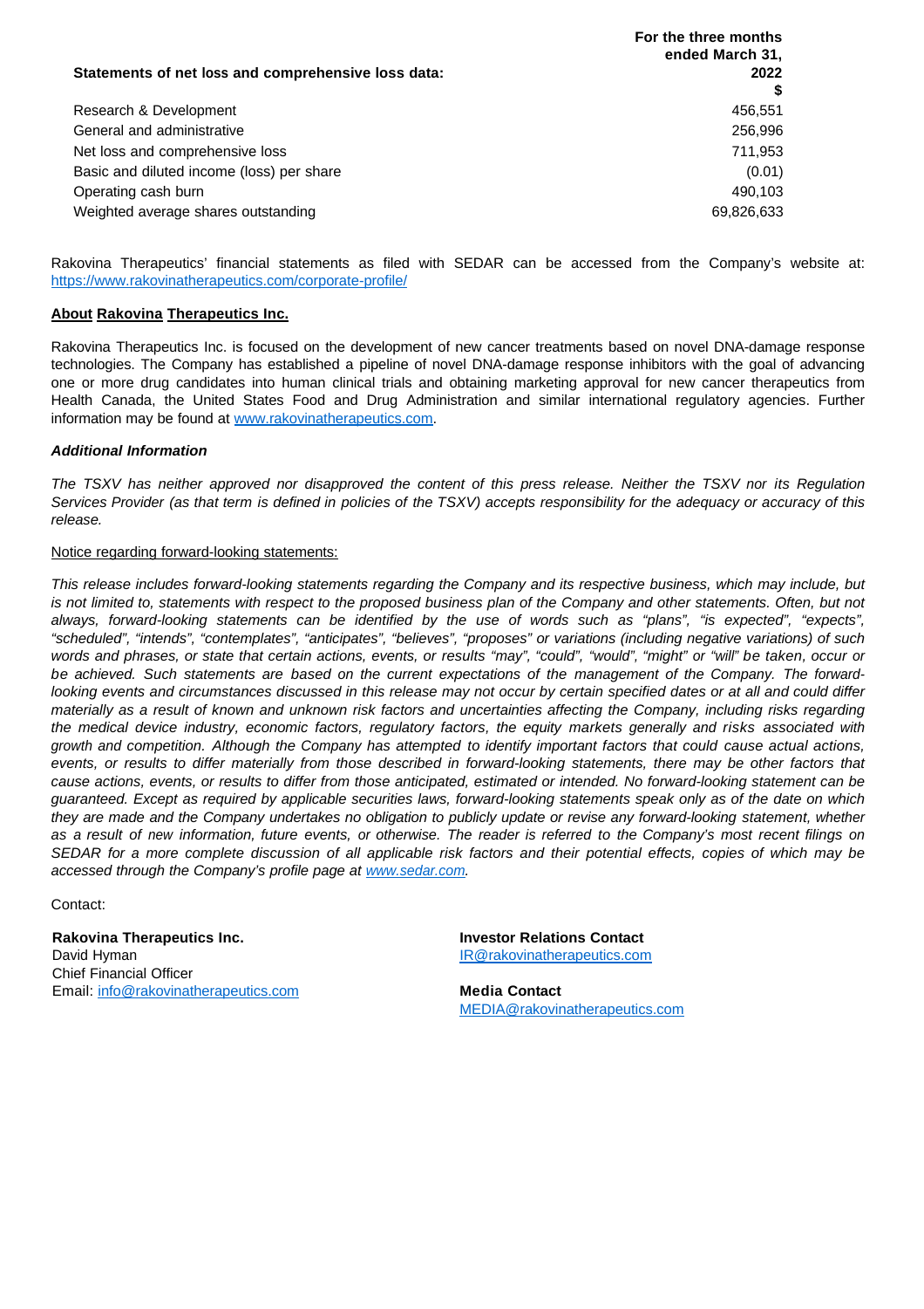| Statements of net loss and comprehensive loss data: | For the three months ended March 31, 2022 $ |
|---|---|
| Research & Development | 456,551 |
| General and administrative | 256,996 |
| Net loss and comprehensive loss | 711,953 |
| Basic and diluted income (loss) per share | (0.01) |
| Operating cash burn | 490,103 |
| Weighted average shares outstanding | 69,826,633 |

Rakovina Therapeutics' financial statements as filed with SEDAR can be accessed from the Company's website at: https://www.rakovinatherapeutics.com/corporate-profile/

**About Rakovina Therapeutics Inc.**

Rakovina Therapeutics Inc. is focused on the development of new cancer treatments based on novel DNA-damage response technologies. The Company has established a pipeline of novel DNA-damage response inhibitors with the goal of advancing one or more drug candidates into human clinical trials and obtaining marketing approval for new cancer therapeutics from Health Canada, the United States Food and Drug Administration and similar international regulatory agencies. Further information may be found at www.rakovinatherapeutics.com.

***Additional Information***

*The TSXV has neither approved nor disapproved the content of this press release. Neither the TSXV nor its Regulation Services Provider (as that term is defined in policies of the TSXV) accepts responsibility for the adequacy or accuracy of this release.*

Notice regarding forward-looking statements:

*This release includes forward-looking statements regarding the Company and its respective business, which may include, but is not limited to, statements with respect to the proposed business plan of the Company and other statements. Often, but not always, forward-looking statements can be identified by the use of words such as "plans", "is expected", "expects", "scheduled", "intends", "contemplates", "anticipates", "believes", "proposes" or variations (including negative variations) of such words and phrases, or state that certain actions, events, or results "may", "could", "would", "might" or "will" be taken, occur or be achieved. Such statements are based on the current expectations of the management of the Company. The forward-looking events and circumstances discussed in this release may not occur by certain specified dates or at all and could differ materially as a result of known and unknown risk factors and uncertainties affecting the Company, including risks regarding the medical device industry, economic factors, regulatory factors, the equity markets generally and risks associated with growth and competition. Although the Company has attempted to identify important factors that could cause actual actions, events, or results to differ materially from those described in forward-looking statements, there may be other factors that cause actions, events, or results to differ from those anticipated, estimated or intended. No forward-looking statement can be guaranteed. Except as required by applicable securities laws, forward-looking statements speak only as of the date on which they are made and the Company undertakes no obligation to publicly update or revise any forward-looking statement, whether as a result of new information, future events, or otherwise. The reader is referred to the Company's most recent filings on SEDAR for a more complete discussion of all applicable risk factors and their potential effects, copies of which may be accessed through the Company's profile page at www.sedar.com.*

Contact:

**Rakovina Therapeutics Inc.**
David Hyman
Chief Financial Officer
Email: info@rakovinatherapeutics.com

**Investor Relations Contact**
IR@rakovinatherapeutics.com

**Media Contact**
MEDIA@rakovinatherapeutics.com